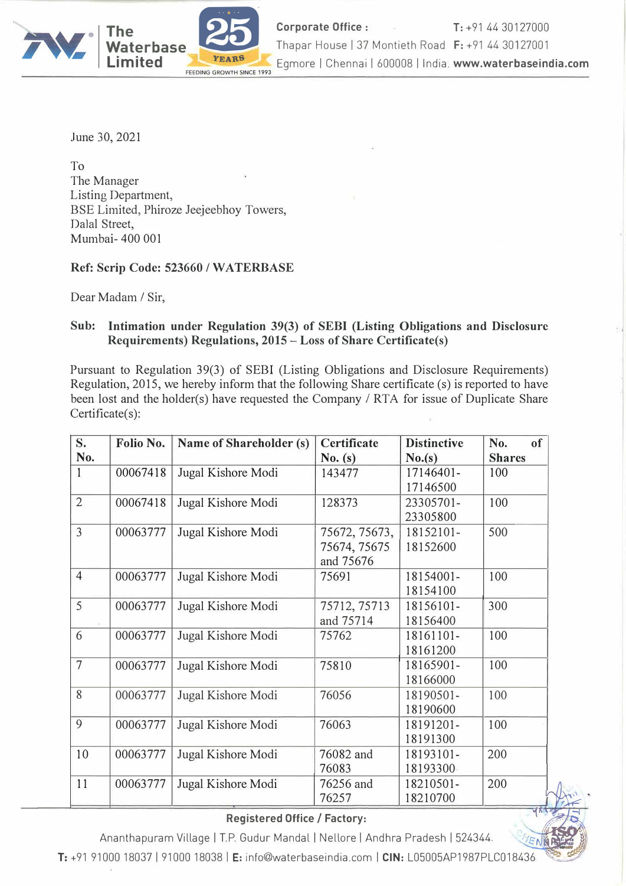June 30, 2021

To
The Manager
Listing Department,
BSE Limited, Phiroze Jeejeebhoy Towers,
Dalal Street,
Mumbai- 400 001

**Ref: Scrip Code: 523660 / WATERBASE**

Dear Madam / Sir,

**Sub: Intimation under Regulation 39(3) of SEBI (Listing Obligations and Disclosure Requirements) Regulations, 2015 – Loss of Share Certificate(s)**

Pursuant to Regulation 39(3) of SEBI (Listing Obligations and Disclosure Requirements) Regulation, 2015, we hereby inform that the following Share certificate (s) is reported to have been lost and the holder(s) have requested the Company / RTA for issue of Duplicate Share Certificate(s):

| S. No. | Folio No. | Name of Shareholder (s) | Certificate No. (s) | Distinctive No.(s) | No. of Shares |
|---|---|---|---|---|---|
| 1 | 00067418 | Jugal Kishore Modi | 143477 | 17146401-17146500 | 100 |
| 2 | 00067418 | Jugal Kishore Modi | 128373 | 23305701-23305800 | 100 |
| 3 | 00063777 | Jugal Kishore Modi | 75672, 75673, 75674, 75675 and 75676 | 18152101-18152600 | 500 |
| 4 | 00063777 | Jugal Kishore Modi | 75691 | 18154001-18154100 | 100 |
| 5 | 00063777 | Jugal Kishore Modi | 75712, 75713 and 75714 | 18156101-18156400 | 300 |
| 6 | 00063777 | Jugal Kishore Modi | 75762 | 18161101-18161200 | 100 |
| 7 | 00063777 | Jugal Kishore Modi | 75810 | 18165901-18166000 | 100 |
| 8 | 00063777 | Jugal Kishore Modi | 76056 | 18190501-18190600 | 100 |
| 9 | 00063777 | Jugal Kishore Modi | 76063 | 18191201-18191300 | 100 |
| 10 | 00063777 | Jugal Kishore Modi | 76082 and 76083 | 18193101-18193300 | 200 |
| 11 | 00063777 | Jugal Kishore Modi | 76256 and 76257 | 18210501-18210700 | 200 |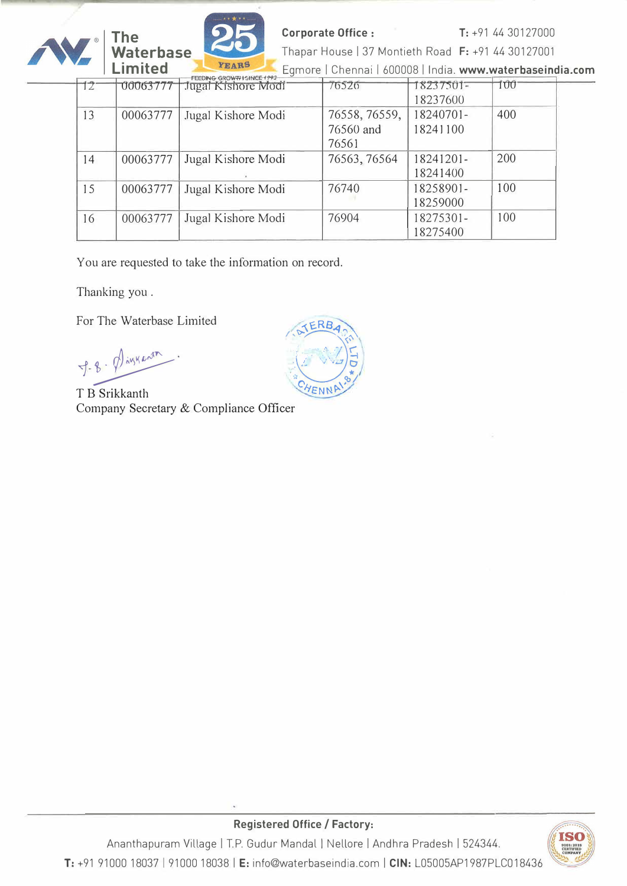| | | | | | |
|---|---|---|---|---|---|
| 12 | 00063777 | Jugal Kishore Modi | 76526 | 18237501-18237600 | 100 |
| 13 | 00063777 | Jugal Kishore Modi | 76558, 76559, 76560 and 76561 | 18240701-18241100 | 400 |
| 14 | 00063777 | Jugal Kishore Modi | 76563, 76564 | 18241201-18241400 | 200 |
| 15 | 00063777 | Jugal Kishore Modi | 76740 | 18258901-18259000 | 100 |
| 16 | 00063777 | Jugal Kishore Modi | 76904 | 18275301-18275400 | 100 |

You are requested to take the information on record.

Thanking you .

For The Waterbase Limited

T B Srikkanth
Company Secretary & Compliance Officer